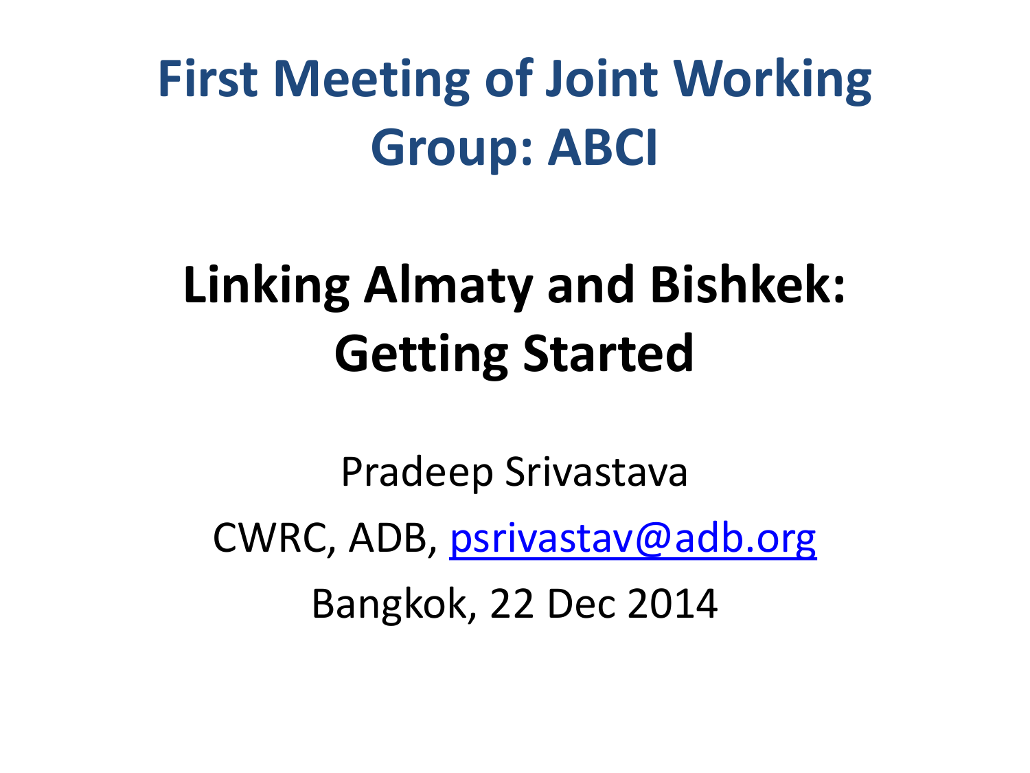# First Meeting of Joint Working Group: ABCI

## Linking Almaty and Bishkek: Getting Started

Pradeep Srivastava

CWRC, ADB, psrivastav@adb.org

Bangkok, 22 Dec 2014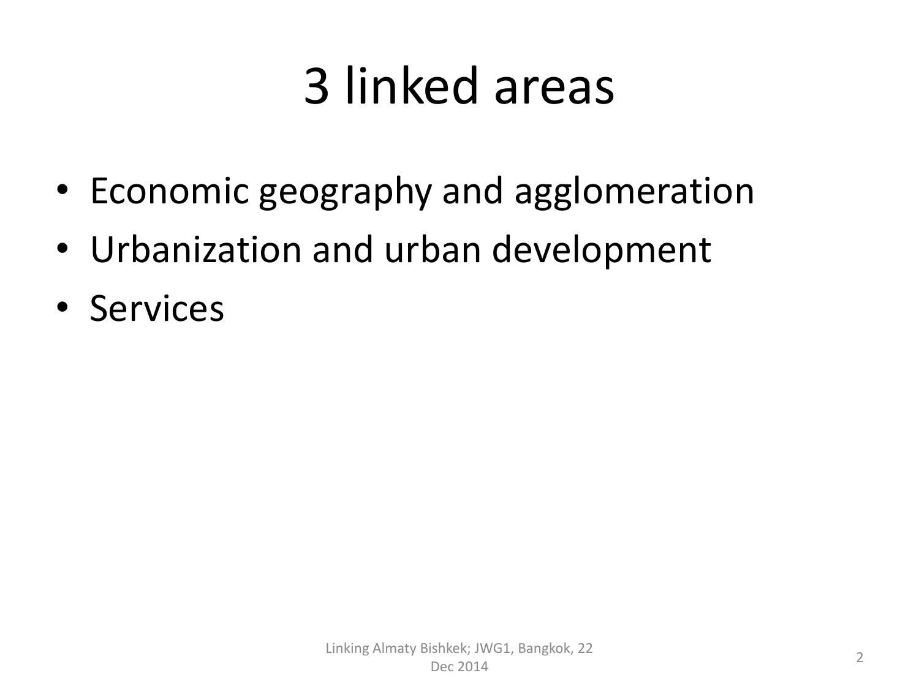# 3 linked areas

- Economic geography and agglomeration
- Urbanization and urban development
- Services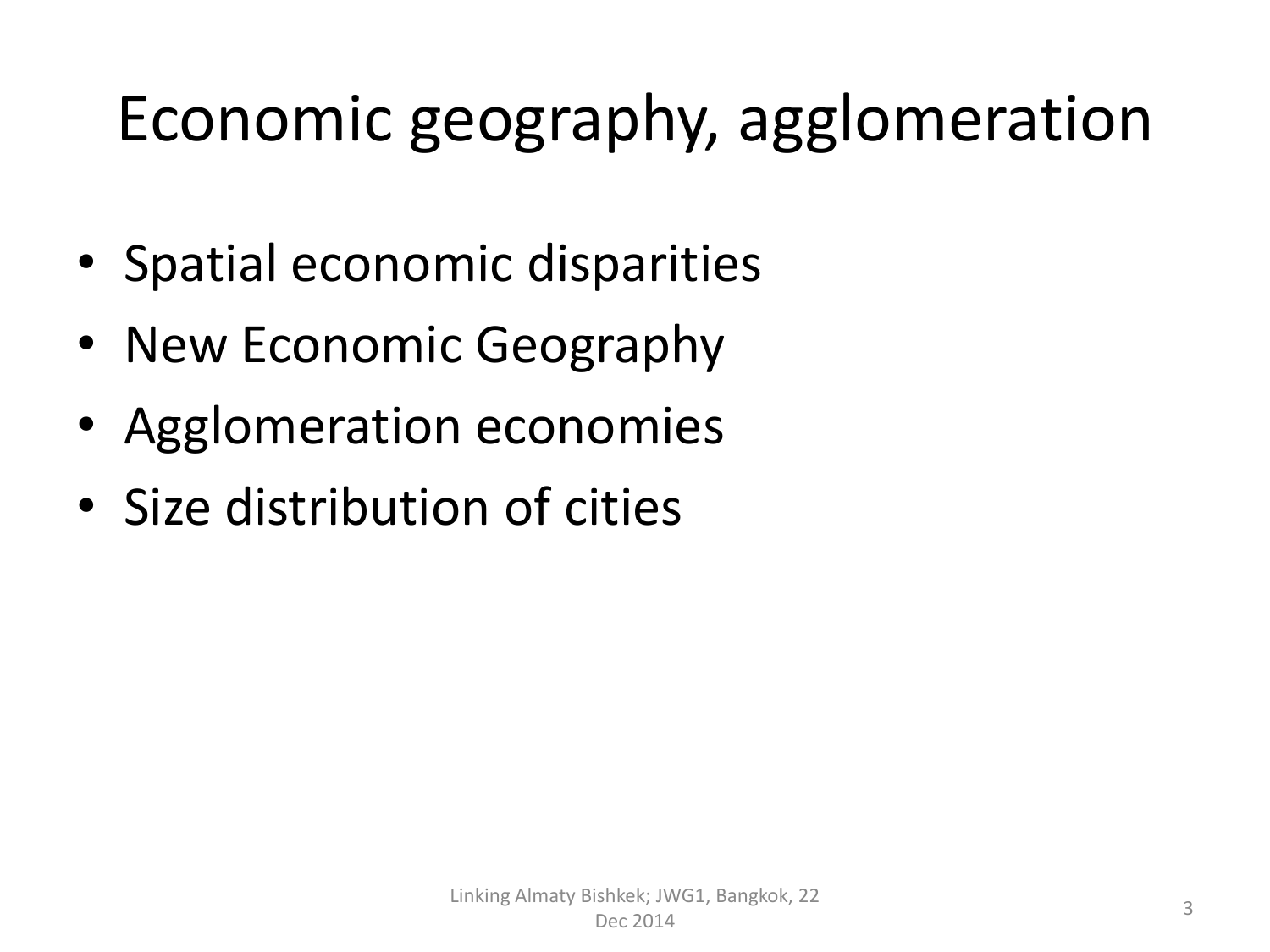# Economic geography, agglomeration

- Spatial economic disparities
- New Economic Geography
- Agglomeration economies
- Size distribution of cities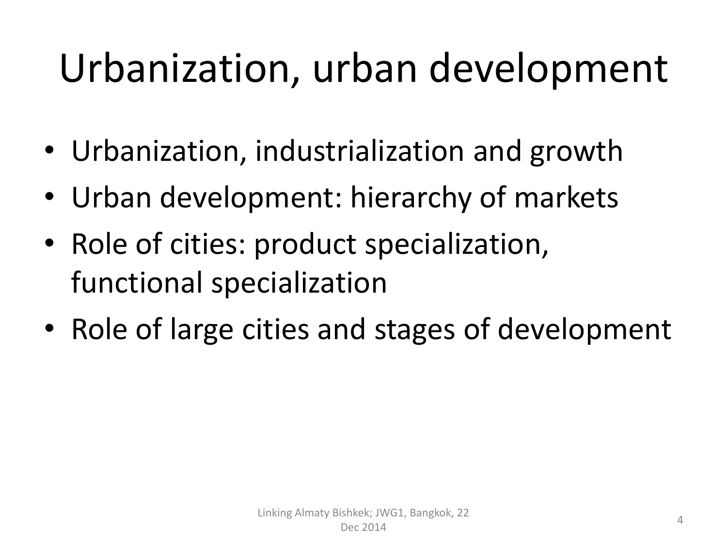# Urbanization, urban development

- Urbanization, industrialization and growth
- Urban development: hierarchy of markets
- Role of cities: product specialization, functional specialization
- Role of large cities and stages of development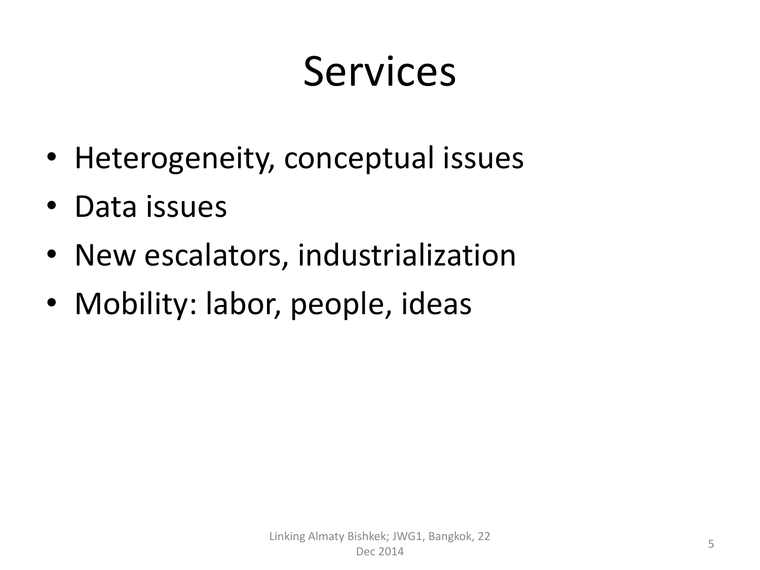# Services

- Heterogeneity, conceptual issues
- Data issues
- New escalators, industrialization
- Mobility: labor, people, ideas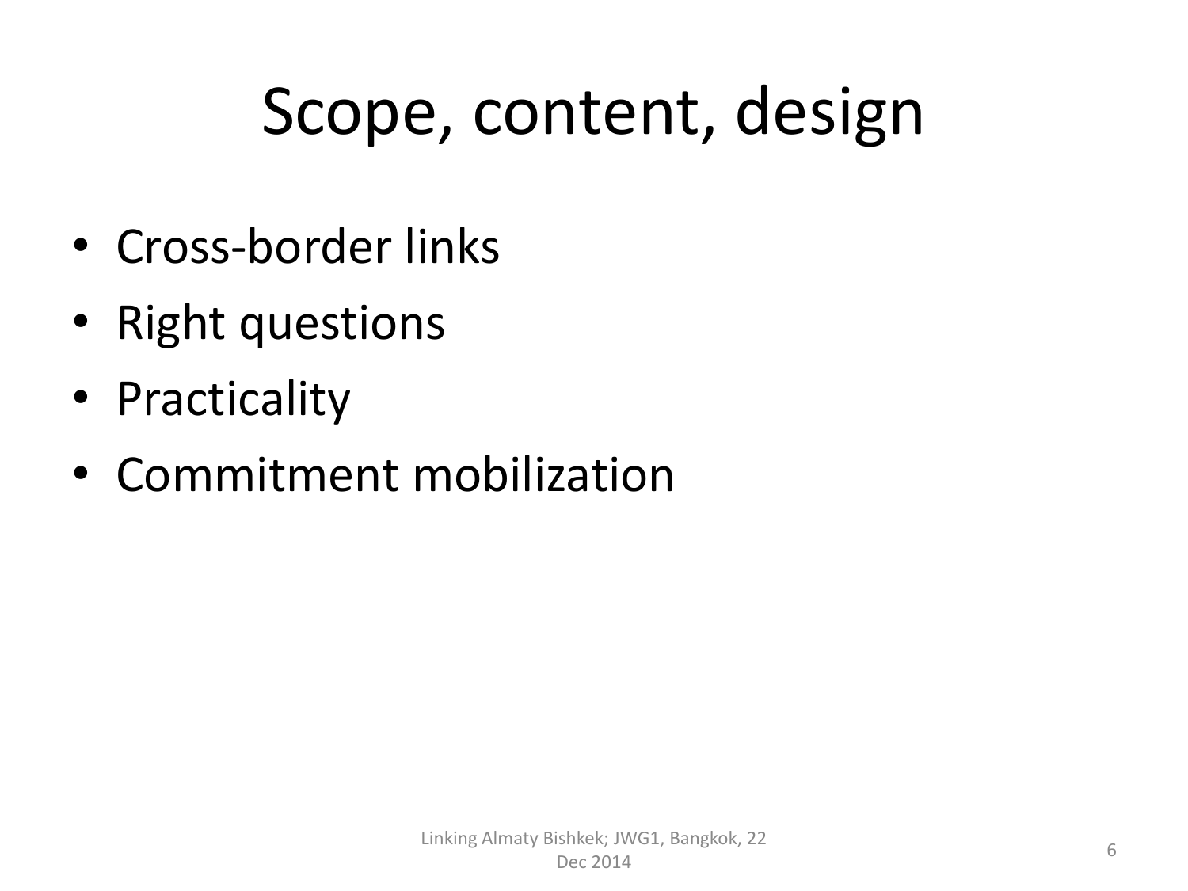# Scope, content, design

- Cross-border links
- Right questions
- Practicality
- Commitment mobilization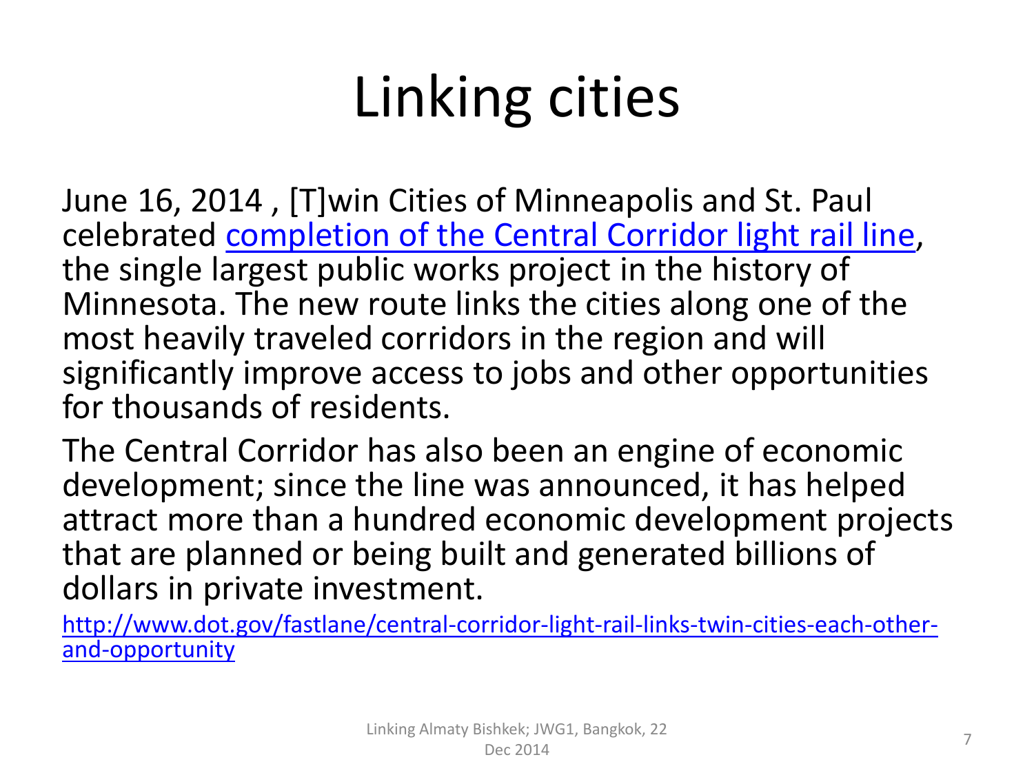# Linking cities

June 16, 2014 , [T]win Cities of Minneapolis and St. Paul celebrated [completion of the Central Corridor light rail line](), the single largest public works project in the history of Minnesota. The new route links the cities along one of the most heavily traveled corridors in the region and will significantly improve access to jobs and other opportunities for thousands of residents.

The Central Corridor has also been an engine of economic development; since the line was announced, it has helped attract more than a hundred economic development projects that are planned or being built and generated billions of dollars in private investment.

http://www.dot.gov/fastlane/central-corridor-light-rail-links-twin-cities-each-other-and-opportunity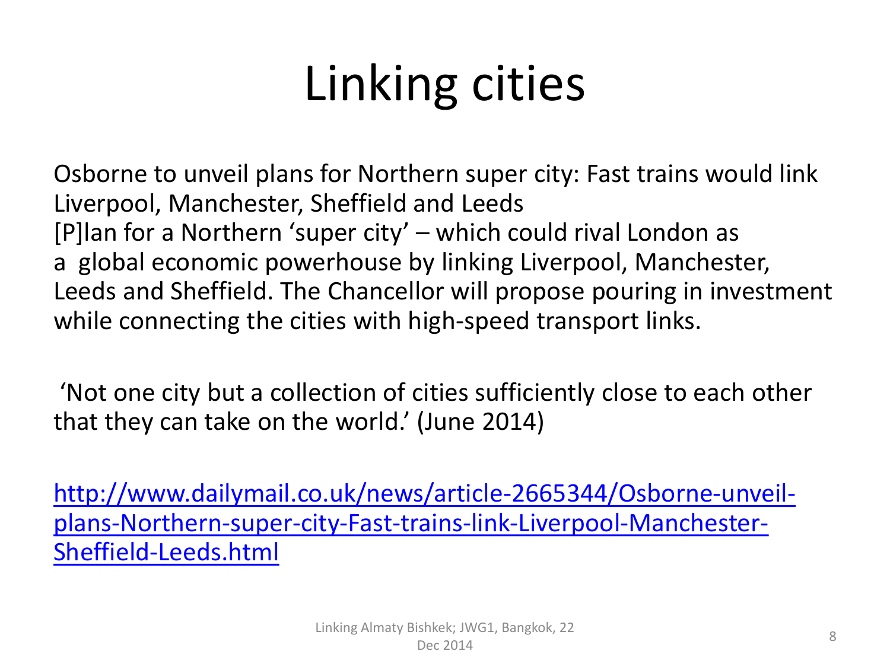# Linking cities

Osborne to unveil plans for Northern super city: Fast trains would link Liverpool, Manchester, Sheffield and Leeds
[P]lan for a Northern 'super city' – which could rival London as a global economic powerhouse by linking Liverpool, Manchester, Leeds and Sheffield. The Chancellor will propose pouring in investment while connecting the cities with high-speed transport links.

'Not one city but a collection of cities sufficiently close to each other that they can take on the world.' (June 2014)

[http://www.dailymail.co.uk/news/article-2665344/Osborne-unveil-plans-Northern-super-city-Fast-trains-link-Liverpool-Manchester-Sheffield-Leeds.html](http://www.dailymail.co.uk/news/article-2665344/Osborne-unveil-plans-Northern-super-city-Fast-trains-link-Liverpool-Manchester-Sheffield-Leeds.html)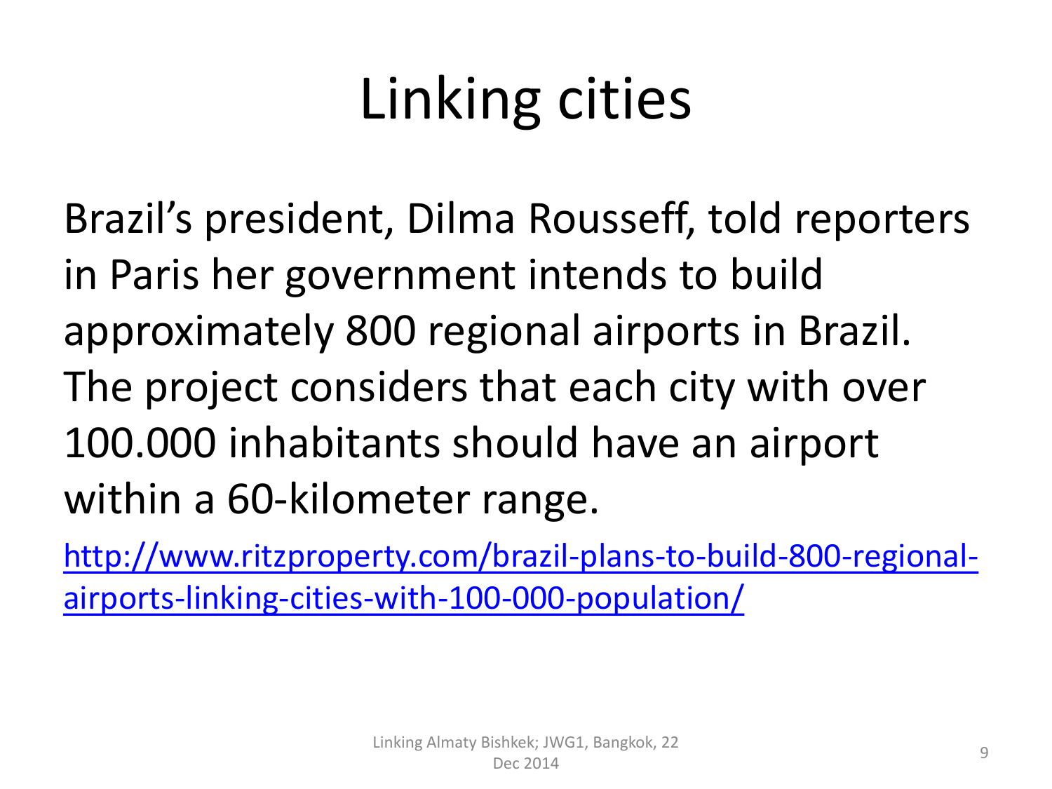# Linking cities

Brazil's president, Dilma Rousseff, told reporters in Paris her government intends to build approximately 800 regional airports in Brazil. The project considers that each city with over 100.000 inhabitants should have an airport within a 60-kilometer range.

http://www.ritzproperty.com/brazil-plans-to-build-800-regional-airports-linking-cities-with-100-000-population/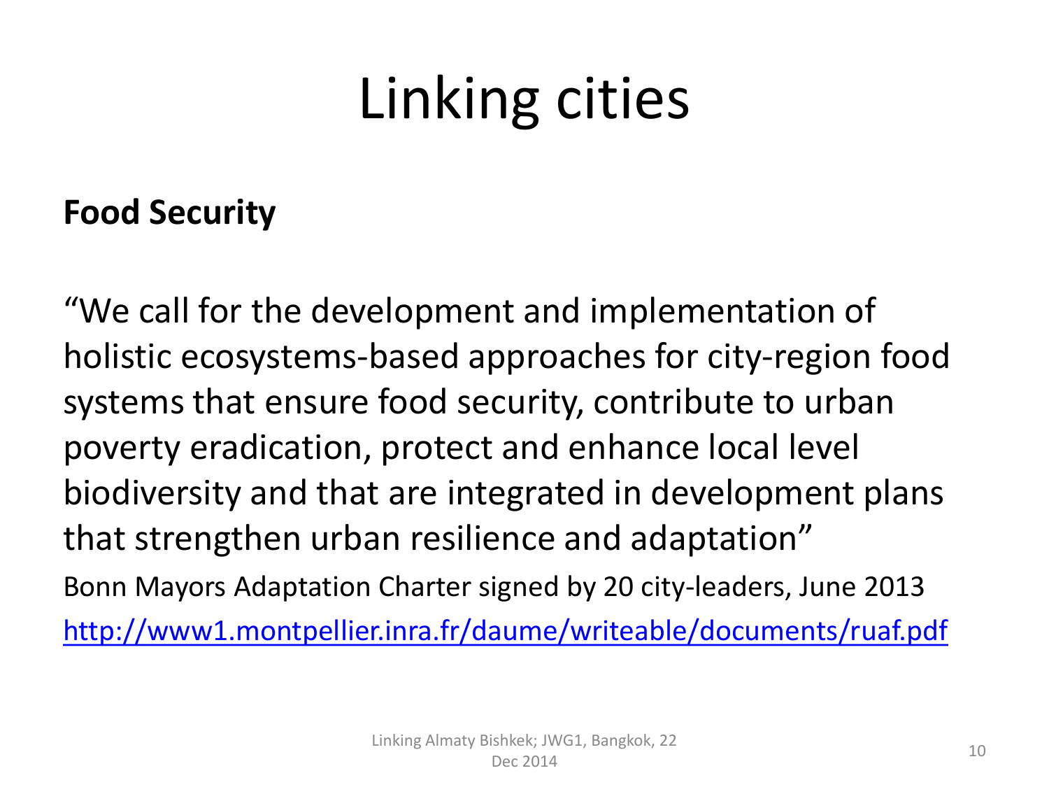# Linking cities

**Food Security**

"We call for the development and implementation of holistic ecosystems-based approaches for city-region food systems that ensure food security, contribute to urban poverty eradication, protect and enhance local level biodiversity and that are integrated in development plans that strengthen urban resilience and adaptation"

Bonn Mayors Adaptation Charter signed by 20 city-leaders, June 2013

http://www1.montpellier.inra.fr/daume/writeable/documents/ruaf.pdf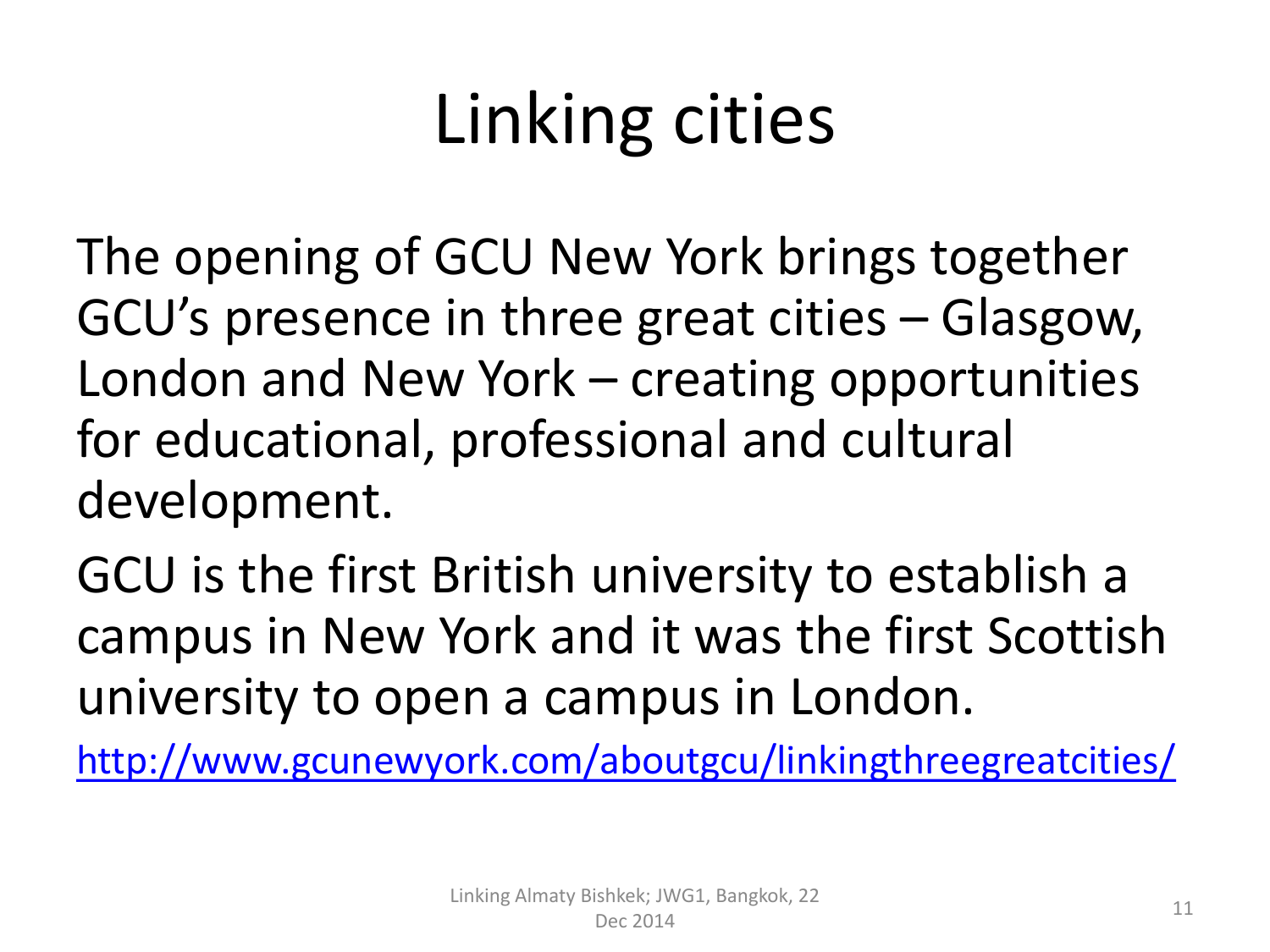# Linking cities

The opening of GCU New York brings together GCU's presence in three great cities – Glasgow, London and New York – creating opportunities for educational, professional and cultural development.

GCU is the first British university to establish a campus in New York and it was the first Scottish university to open a campus in London.

http://www.gcunewyork.com/aboutgcu/linkingthreegreatcities/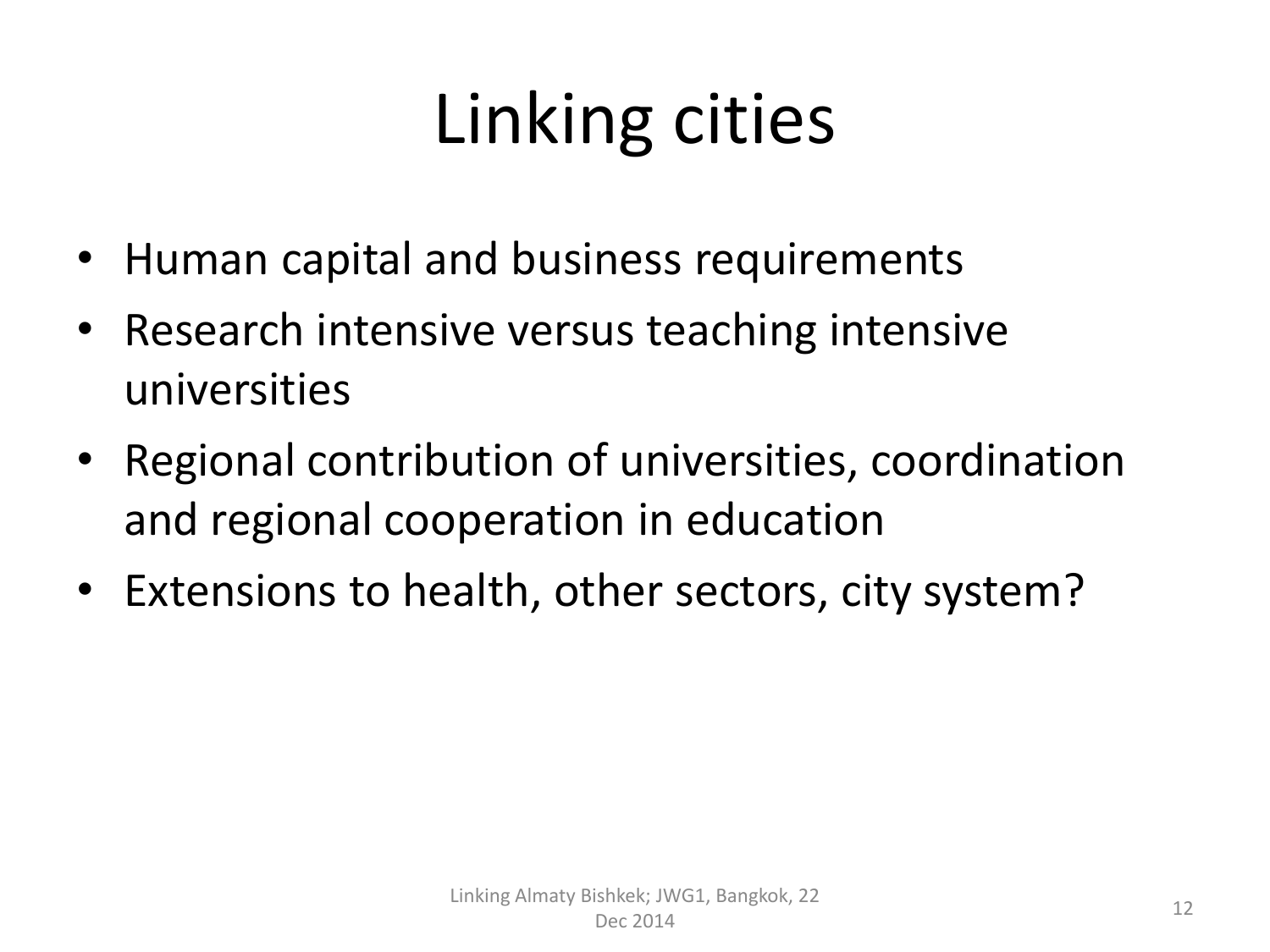# Linking cities

- Human capital and business requirements
- Research intensive versus teaching intensive universities
- Regional contribution of universities, coordination and regional cooperation in education
- Extensions to health, other sectors, city system?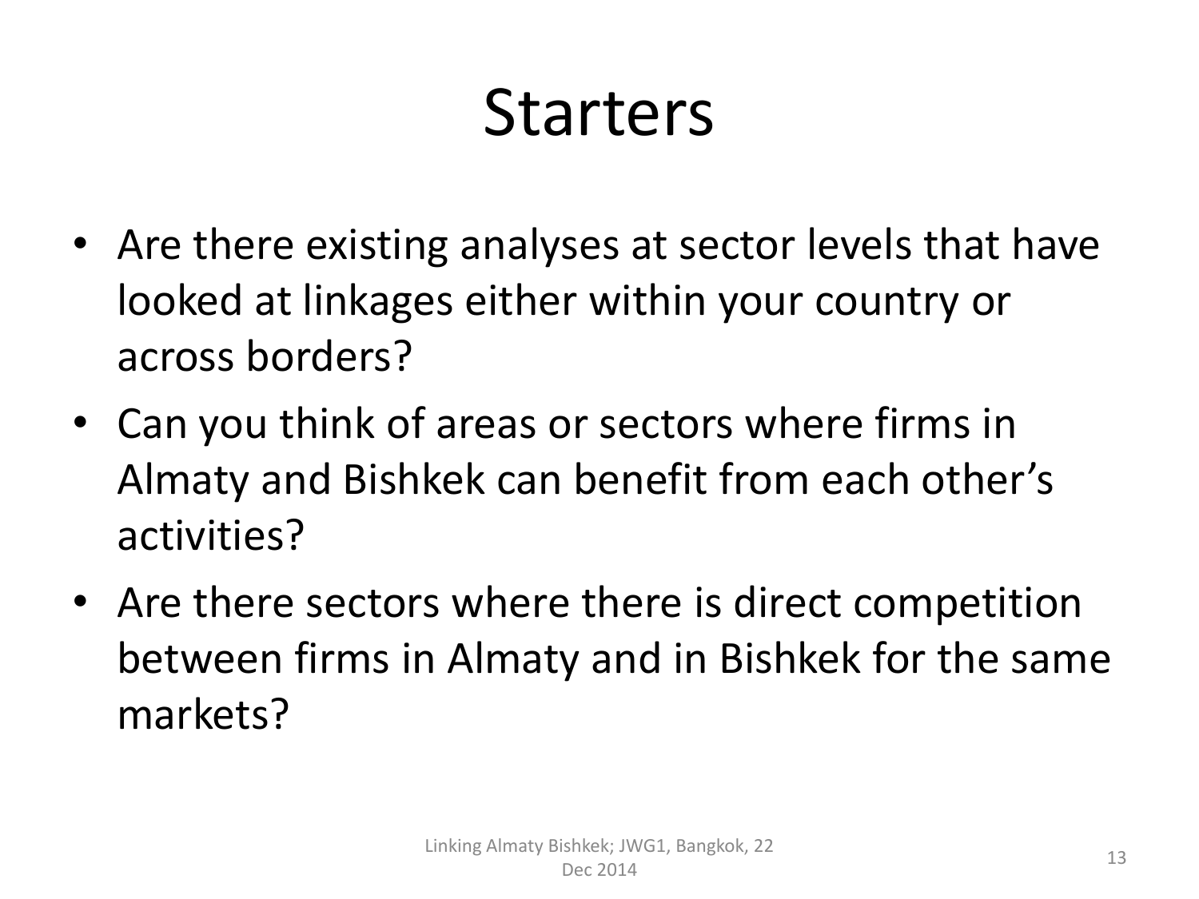# Starters

- Are there existing analyses at sector levels that have looked at linkages either within your country or across borders?
- Can you think of areas or sectors where firms in Almaty and Bishkek can benefit from each other's activities?
- Are there sectors where there is direct competition between firms in Almaty and in Bishkek for the same markets?